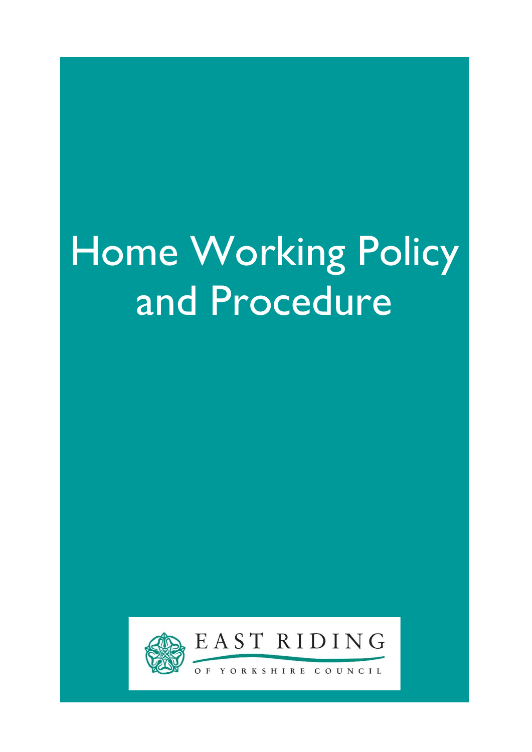# Home Working Policy and Procedure

EAST RIDING

OF YORKSHIRE COUNCIL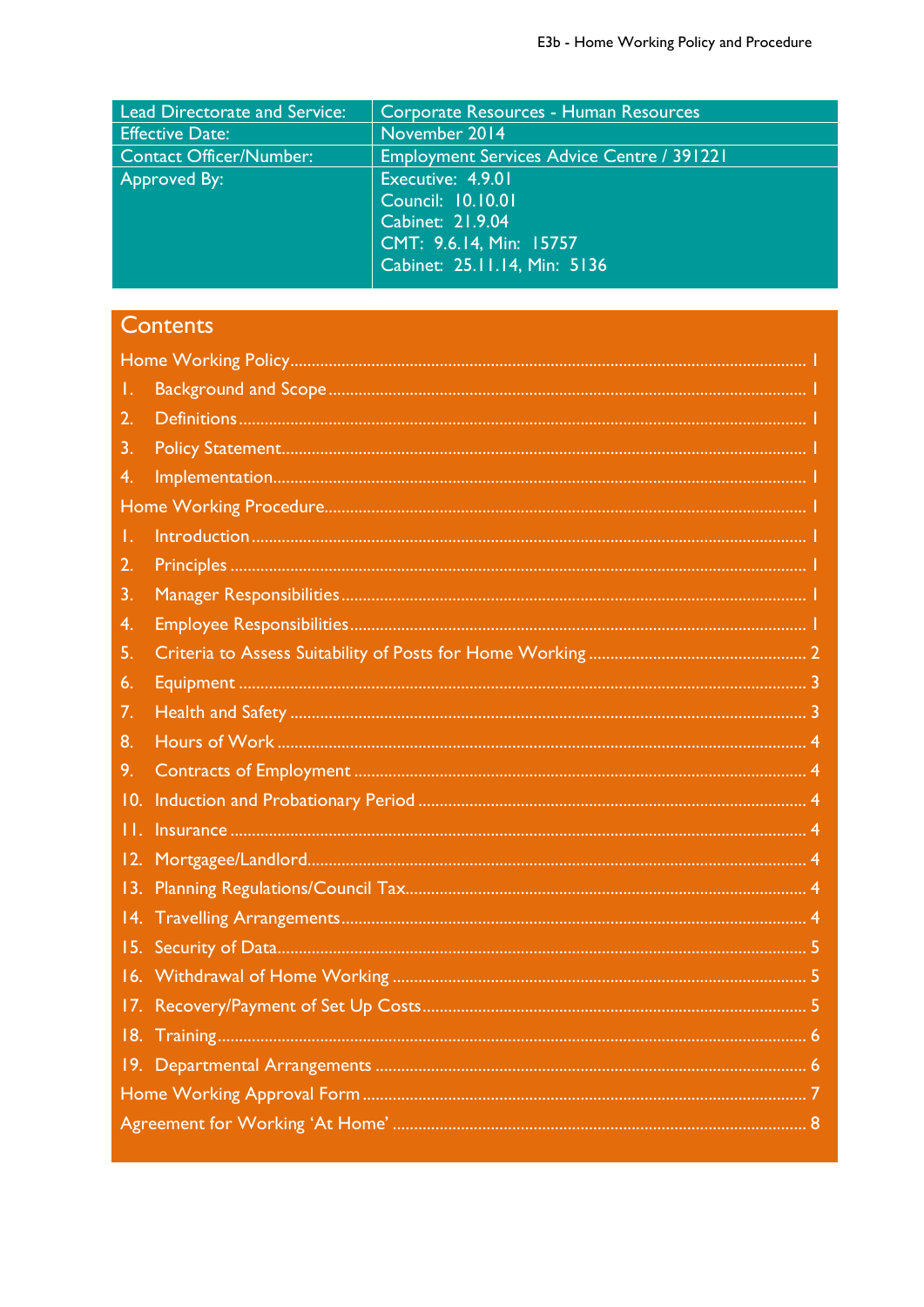| Lead Directorate and Service: | Corporate Resources - Human Resources |
|---|---|
| Effective Date: | November 2014 |
| Contact Officer/Number: | Employment Services Advice Centre / 391221 |
| Approved By: | Executive: 4.9.01<br>Council: 10.10.01<br>Cabinet: 21.9.04<br>CMT: 9.6.14, Min: 15757<br>Cabinet: 25.11.14, Min: 5136 |

## Contents

Home Working Policy ........ 1

1. Background and Scope ........ 1
2. Definitions ........ 1
3. Policy Statement ........ 1
4. Implementation ........ 1

Home Working Procedure ........ 1

1. Introduction ........ 1
2. Principles ........ 1
3. Manager Responsibilities ........ 1
4. Employee Responsibilities ........ 1
5. Criteria to Assess Suitability of Posts for Home Working ........ 2
6. Equipment ........ 3
7. Health and Safety ........ 3
8. Hours of Work ........ 4
9. Contracts of Employment ........ 4
10. Induction and Probationary Period ........ 4
11. Insurance ........ 4
12. Mortgagee/Landlord ........ 4
13. Planning Regulations/Council Tax ........ 4
14. Travelling Arrangements ........ 4
15. Security of Data ........ 5
16. Withdrawal of Home Working ........ 5
17. Recovery/Payment of Set Up Costs ........ 5
18. Training ........ 6
19. Departmental Arrangements ........ 6

Home Working Approval Form ........ 7

Agreement for Working 'At Home' ........ 8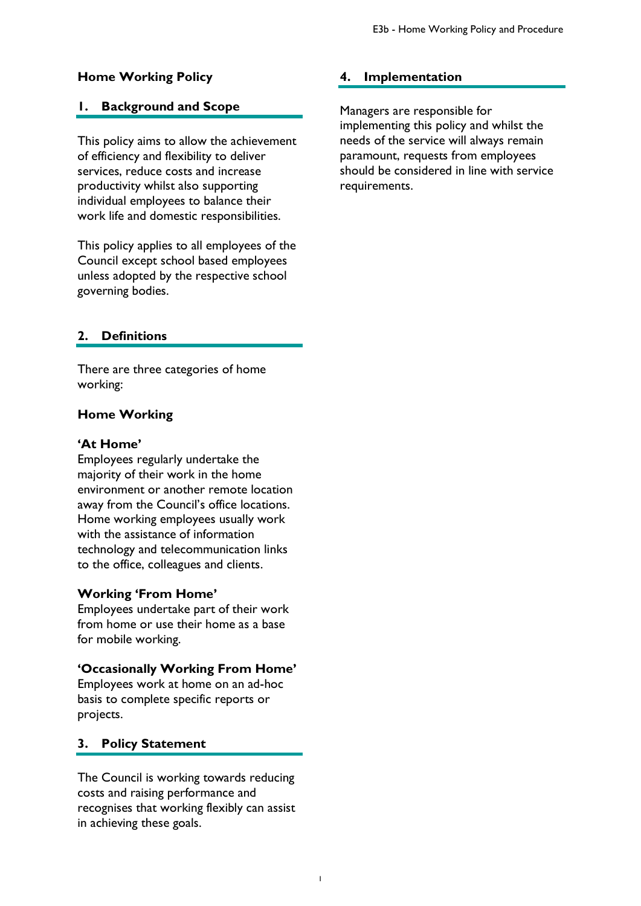# Home Working Policy

## 1. Background and Scope

This policy aims to allow the achievement of efficiency and flexibility to deliver services, reduce costs and increase productivity whilst also supporting individual employees to balance their work life and domestic responsibilities.

This policy applies to all employees of the Council except school based employees unless adopted by the respective school governing bodies.

## 2. Definitions

There are three categories of home working:

### Home Working

**'At Home'**
Employees regularly undertake the majority of their work in the home environment or another remote location away from the Council's office locations. Home working employees usually work with the assistance of information technology and telecommunication links to the office, colleagues and clients.

**Working 'From Home'**
Employees undertake part of their work from home or use their home as a base for mobile working.

**'Occasionally Working From Home'**
Employees work at home on an ad-hoc basis to complete specific reports or projects.

## 3. Policy Statement

The Council is working towards reducing costs and raising performance and recognises that working flexibly can assist in achieving these goals.

## 4. Implementation

Managers are responsible for implementing this policy and whilst the needs of the service will always remain paramount, requests from employees should be considered in line with service requirements.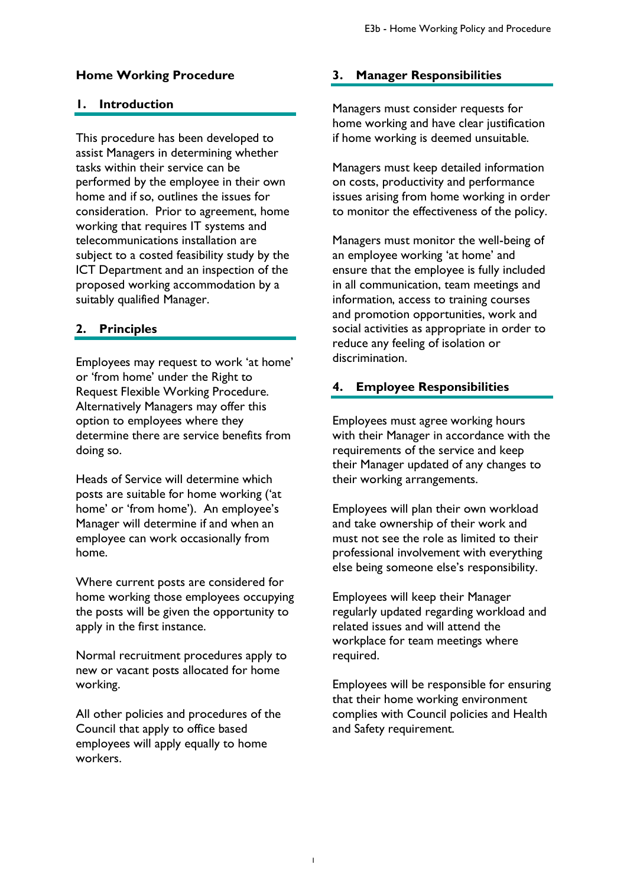# Home Working Procedure

## 1. Introduction

This procedure has been developed to assist Managers in determining whether tasks within their service can be performed by the employee in their own home and if so, outlines the issues for consideration. Prior to agreement, home working that requires IT systems and telecommunications installation are subject to a costed feasibility study by the ICT Department and an inspection of the proposed working accommodation by a suitably qualified Manager.

## 2. Principles

Employees may request to work 'at home' or 'from home' under the Right to Request Flexible Working Procedure. Alternatively Managers may offer this option to employees where they determine there are service benefits from doing so.

Heads of Service will determine which posts are suitable for home working ('at home' or 'from home'). An employee's Manager will determine if and when an employee can work occasionally from home.

Where current posts are considered for home working those employees occupying the posts will be given the opportunity to apply in the first instance.

Normal recruitment procedures apply to new or vacant posts allocated for home working.

All other policies and procedures of the Council that apply to office based employees will apply equally to home workers.

## 3. Manager Responsibilities

Managers must consider requests for home working and have clear justification if home working is deemed unsuitable.

Managers must keep detailed information on costs, productivity and performance issues arising from home working in order to monitor the effectiveness of the policy.

Managers must monitor the well-being of an employee working 'at home' and ensure that the employee is fully included in all communication, team meetings and information, access to training courses and promotion opportunities, work and social activities as appropriate in order to reduce any feeling of isolation or discrimination.

## 4. Employee Responsibilities

Employees must agree working hours with their Manager in accordance with the requirements of the service and keep their Manager updated of any changes to their working arrangements.

Employees will plan their own workload and take ownership of their work and must not see the role as limited to their professional involvement with everything else being someone else's responsibility.

Employees will keep their Manager regularly updated regarding workload and related issues and will attend the workplace for team meetings where required.

Employees will be responsible for ensuring that their home working environment complies with Council policies and Health and Safety requirement.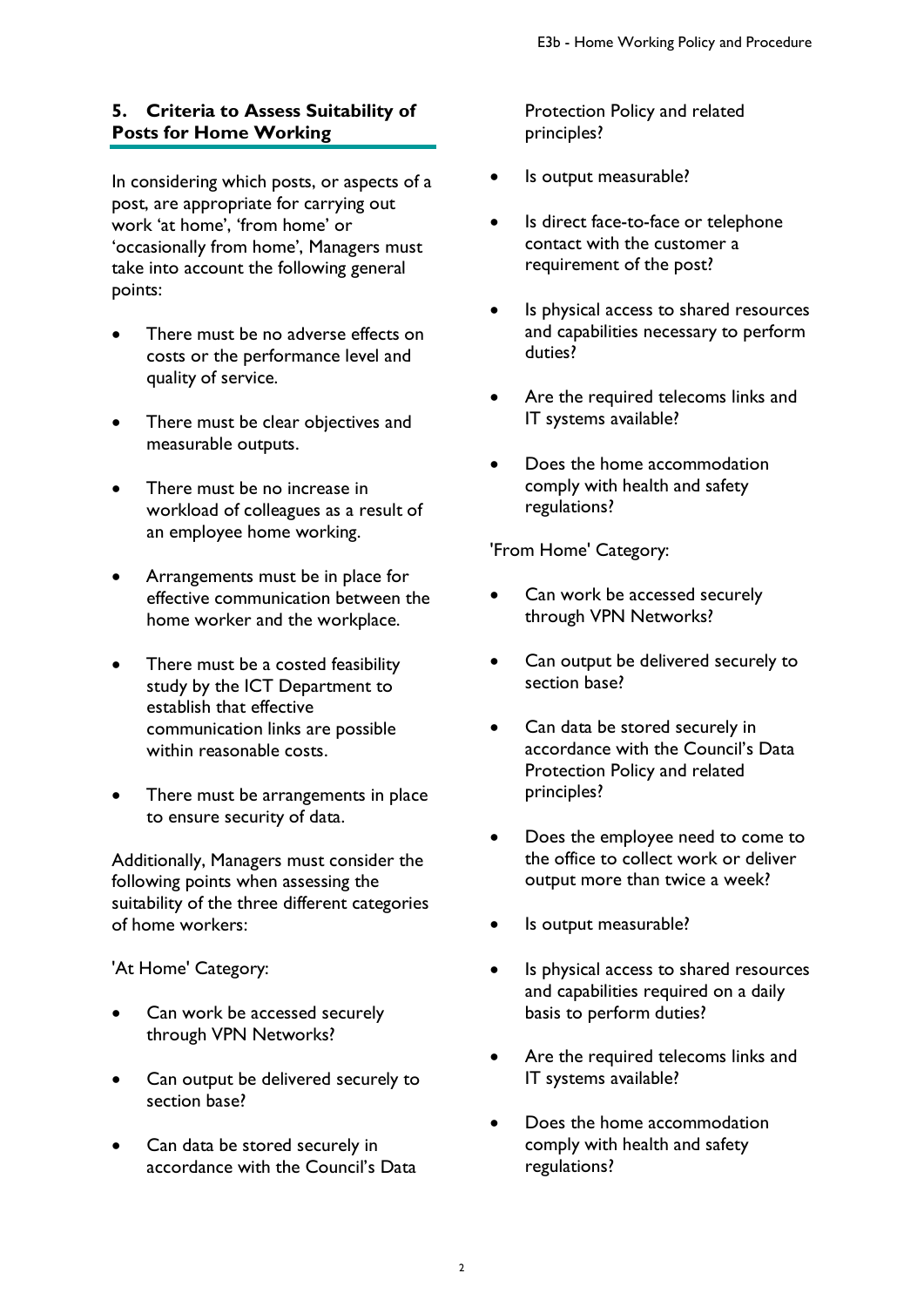## 5. Criteria to Assess Suitability of Posts for Home Working

In considering which posts, or aspects of a post, are appropriate for carrying out work 'at home', 'from home' or 'occasionally from home', Managers must take into account the following general points:

- There must be no adverse effects on costs or the performance level and quality of service.
- There must be clear objectives and measurable outputs.
- There must be no increase in workload of colleagues as a result of an employee home working.
- Arrangements must be in place for effective communication between the home worker and the workplace.
- There must be a costed feasibility study by the ICT Department to establish that effective communication links are possible within reasonable costs.
- There must be arrangements in place to ensure security of data.

Additionally, Managers must consider the following points when assessing the suitability of the three different categories of home workers:

'At Home' Category:

- Can work be accessed securely through VPN Networks?
- Can output be delivered securely to section base?
- Can data be stored securely in accordance with the Council's Data Protection Policy and related principles?
- Is output measurable?
- Is direct face-to-face or telephone contact with the customer a requirement of the post?
- Is physical access to shared resources and capabilities necessary to perform duties?
- Are the required telecoms links and IT systems available?
- Does the home accommodation comply with health and safety regulations?

'From Home' Category:

- Can work be accessed securely through VPN Networks?
- Can output be delivered securely to section base?
- Can data be stored securely in accordance with the Council's Data Protection Policy and related principles?
- Does the employee need to come to the office to collect work or deliver output more than twice a week?
- Is output measurable?
- Is physical access to shared resources and capabilities required on a daily basis to perform duties?
- Are the required telecoms links and IT systems available?
- Does the home accommodation comply with health and safety regulations?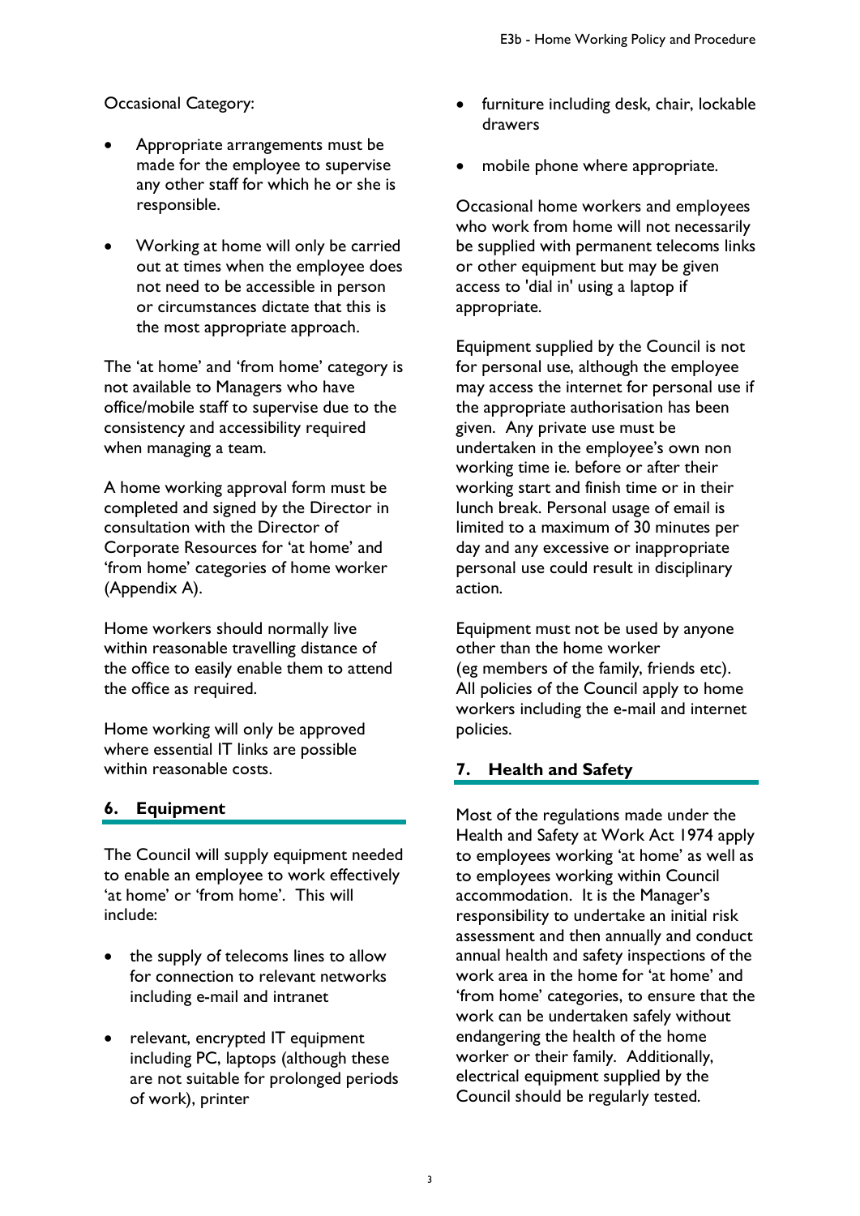Occasional Category:

- Appropriate arrangements must be made for the employee to supervise any other staff for which he or she is responsible.
- Working at home will only be carried out at times when the employee does not need to be accessible in person or circumstances dictate that this is the most appropriate approach.

The 'at home' and 'from home' category is not available to Managers who have office/mobile staff to supervise due to the consistency and accessibility required when managing a team.

A home working approval form must be completed and signed by the Director in consultation with the Director of Corporate Resources for 'at home' and 'from home' categories of home worker (Appendix A).

Home workers should normally live within reasonable travelling distance of the office to easily enable them to attend the office as required.

Home working will only be approved where essential IT links are possible within reasonable costs.

## 6. Equipment

The Council will supply equipment needed to enable an employee to work effectively 'at home' or 'from home'. This will include:

- the supply of telecoms lines to allow for connection to relevant networks including e-mail and intranet
- relevant, encrypted IT equipment including PC, laptops (although these are not suitable for prolonged periods of work), printer
- furniture including desk, chair, lockable drawers
- mobile phone where appropriate.

Occasional home workers and employees who work from home will not necessarily be supplied with permanent telecoms links or other equipment but may be given access to 'dial in' using a laptop if appropriate.

Equipment supplied by the Council is not for personal use, although the employee may access the internet for personal use if the appropriate authorisation has been given. Any private use must be undertaken in the employee's own non working time ie. before or after their working start and finish time or in their lunch break. Personal usage of email is limited to a maximum of 30 minutes per day and any excessive or inappropriate personal use could result in disciplinary action.

Equipment must not be used by anyone other than the home worker (eg members of the family, friends etc). All policies of the Council apply to home workers including the e-mail and internet policies.

## 7. Health and Safety

Most of the regulations made under the Health and Safety at Work Act 1974 apply to employees working 'at home' as well as to employees working within Council accommodation. It is the Manager's responsibility to undertake an initial risk assessment and then annually and conduct annual health and safety inspections of the work area in the home for 'at home' and 'from home' categories, to ensure that the work can be undertaken safely without endangering the health of the home worker or their family. Additionally, electrical equipment supplied by the Council should be regularly tested.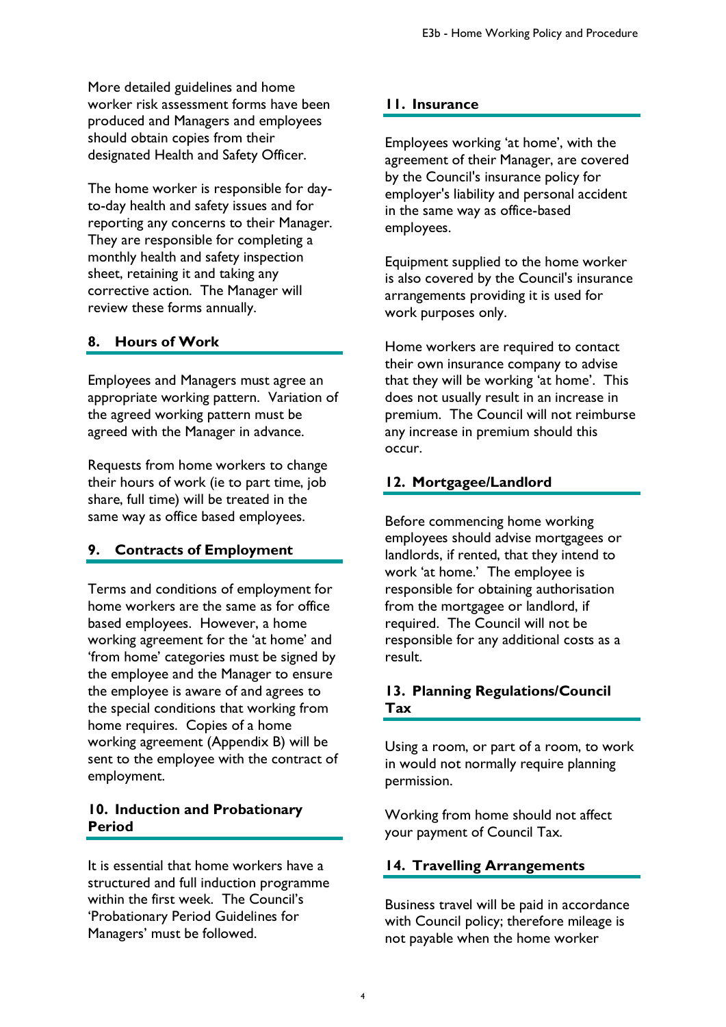More detailed guidelines and home worker risk assessment forms have been produced and Managers and employees should obtain copies from their designated Health and Safety Officer.

The home worker is responsible for day-to-day health and safety issues and for reporting any concerns to their Manager. They are responsible for completing a monthly health and safety inspection sheet, retaining it and taking any corrective action. The Manager will review these forms annually.

## 8. Hours of Work

Employees and Managers must agree an appropriate working pattern. Variation of the agreed working pattern must be agreed with the Manager in advance.

Requests from home workers to change their hours of work (ie to part time, job share, full time) will be treated in the same way as office based employees.

## 9. Contracts of Employment

Terms and conditions of employment for home workers are the same as for office based employees. However, a home working agreement for the 'at home' and 'from home' categories must be signed by the employee and the Manager to ensure the employee is aware of and agrees to the special conditions that working from home requires. Copies of a home working agreement (Appendix B) will be sent to the employee with the contract of employment.

## 10. Induction and Probationary Period

It is essential that home workers have a structured and full induction programme within the first week. The Council's 'Probationary Period Guidelines for Managers' must be followed.

## 11. Insurance

Employees working 'at home', with the agreement of their Manager, are covered by the Council's insurance policy for employer's liability and personal accident in the same way as office-based employees.

Equipment supplied to the home worker is also covered by the Council's insurance arrangements providing it is used for work purposes only.

Home workers are required to contact their own insurance company to advise that they will be working 'at home'. This does not usually result in an increase in premium. The Council will not reimburse any increase in premium should this occur.

## 12. Mortgagee/Landlord

Before commencing home working employees should advise mortgagees or landlords, if rented, that they intend to work 'at home.' The employee is responsible for obtaining authorisation from the mortgagee or landlord, if required. The Council will not be responsible for any additional costs as a result.

## 13. Planning Regulations/Council Tax

Using a room, or part of a room, to work in would not normally require planning permission.

Working from home should not affect your payment of Council Tax.

## 14. Travelling Arrangements

Business travel will be paid in accordance with Council policy; therefore mileage is not payable when the home worker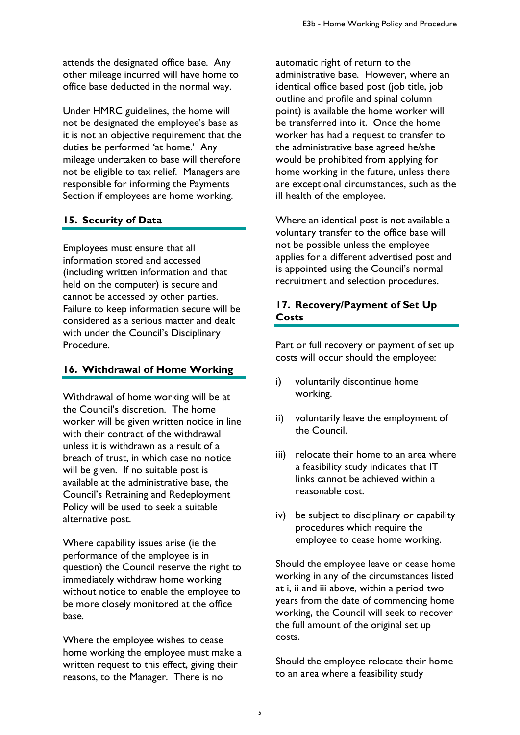attends the designated office base. Any other mileage incurred will have home to office base deducted in the normal way.

Under HMRC guidelines, the home will not be designated the employee's base as it is not an objective requirement that the duties be performed 'at home.' Any mileage undertaken to base will therefore not be eligible to tax relief. Managers are responsible for informing the Payments Section if employees are home working.

## 15. Security of Data

Employees must ensure that all information stored and accessed (including written information and that held on the computer) is secure and cannot be accessed by other parties. Failure to keep information secure will be considered as a serious matter and dealt with under the Council's Disciplinary Procedure.

## 16. Withdrawal of Home Working

Withdrawal of home working will be at the Council's discretion. The home worker will be given written notice in line with their contract of the withdrawal unless it is withdrawn as a result of a breach of trust, in which case no notice will be given. If no suitable post is available at the administrative base, the Council's Retraining and Redeployment Policy will be used to seek a suitable alternative post.

Where capability issues arise (ie the performance of the employee is in question) the Council reserve the right to immediately withdraw home working without notice to enable the employee to be more closely monitored at the office base.

Where the employee wishes to cease home working the employee must make a written request to this effect, giving their reasons, to the Manager. There is no automatic right of return to the administrative base. However, where an identical office based post (job title, job outline and profile and spinal column point) is available the home worker will be transferred into it. Once the home worker has had a request to transfer to the administrative base agreed he/she would be prohibited from applying for home working in the future, unless there are exceptional circumstances, such as the ill health of the employee.

Where an identical post is not available a voluntary transfer to the office base will not be possible unless the employee applies for a different advertised post and is appointed using the Council's normal recruitment and selection procedures.

## 17. Recovery/Payment of Set Up Costs

Part or full recovery or payment of set up costs will occur should the employee:

i) voluntarily discontinue home working.

ii) voluntarily leave the employment of the Council.

iii) relocate their home to an area where a feasibility study indicates that IT links cannot be achieved within a reasonable cost.

iv) be subject to disciplinary or capability procedures which require the employee to cease home working.

Should the employee leave or cease home working in any of the circumstances listed at i, ii and iii above, within a period two years from the date of commencing home working, the Council will seek to recover the full amount of the original set up costs.

Should the employee relocate their home to an area where a feasibility study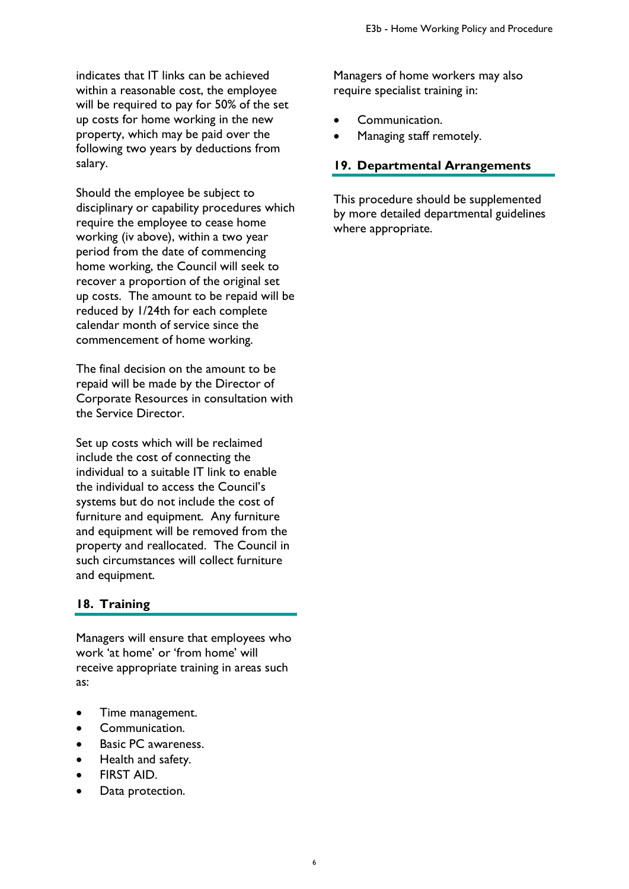indicates that IT links can be achieved within a reasonable cost, the employee will be required to pay for 50% of the set up costs for home working in the new property, which may be paid over the following two years by deductions from salary.

Should the employee be subject to disciplinary or capability procedures which require the employee to cease home working (iv above), within a two year period from the date of commencing home working, the Council will seek to recover a proportion of the original set up costs. The amount to be repaid will be reduced by 1/24th for each complete calendar month of service since the commencement of home working.

The final decision on the amount to be repaid will be made by the Director of Corporate Resources in consultation with the Service Director.

Set up costs which will be reclaimed include the cost of connecting the individual to a suitable IT link to enable the individual to access the Council's systems but do not include the cost of furniture and equipment. Any furniture and equipment will be removed from the property and reallocated. The Council in such circumstances will collect furniture and equipment.

## 18. Training

Managers will ensure that employees who work 'at home' or 'from home' will receive appropriate training in areas such as:

- Time management.
- Communication.
- Basic PC awareness.
- Health and safety.
- FIRST AID.
- Data protection.

Managers of home workers may also require specialist training in:

- Communication.
- Managing staff remotely.

## 19. Departmental Arrangements

This procedure should be supplemented by more detailed departmental guidelines where appropriate.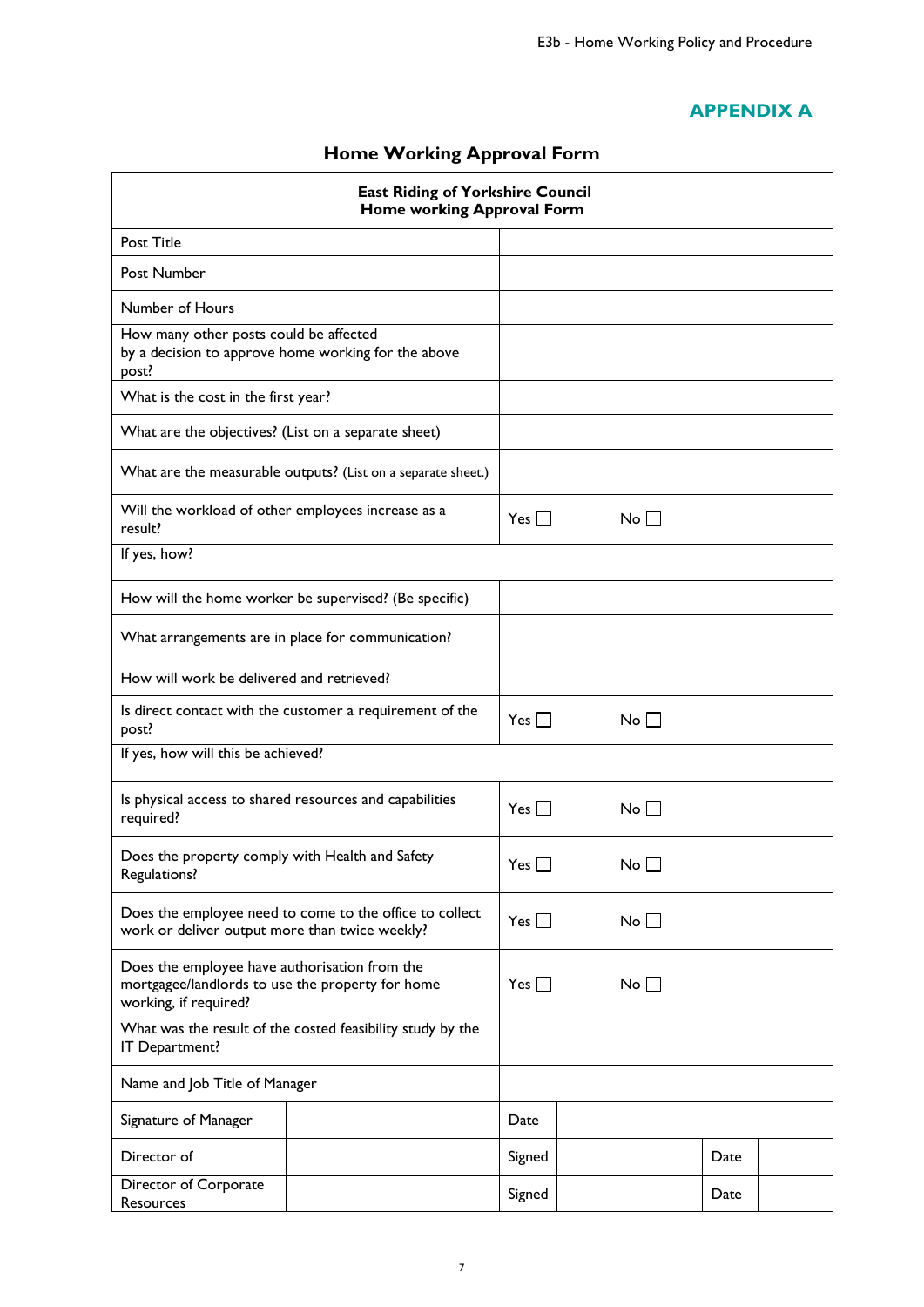## APPENDIX A

# Home Working Approval Form

| East Riding of Yorkshire Council<br>Home working Approval Form | | | | | |
|---|---|---|---|---|---|
| Post Title | | | | | |
| Post Number | | | | | |
| Number of Hours | | | | | |
| How many other posts could be affected by a decision to approve home working for the above post? | | | | | |
| What is the cost in the first year? | | | | | |
| What are the objectives? (List on a separate sheet) | | | | | |
| What are the measurable outputs? (List on a separate sheet.) | | | | | |
| Will the workload of other employees increase as a result? | | Yes ☐ No ☐ | | | |
| If yes, how? | | | | | |
| How will the home worker be supervised? (Be specific) | | | | | |
| What arrangements are in place for communication? | | | | | |
| How will work be delivered and retrieved? | | | | | |
| Is direct contact with the customer a requirement of the post? | | Yes ☐ No ☐ | | | |
| If yes, how will this be achieved? | | | | | |
| Is physical access to shared resources and capabilities required? | | Yes ☐ No ☐ | | | |
| Does the property comply with Health and Safety Regulations? | | Yes ☐ No ☐ | | | |
| Does the employee need to come to the office to collect work or deliver output more than twice weekly? | | Yes ☐ No ☐ | | | |
| Does the employee have authorisation from the mortgagee/landlords to use the property for home working, if required? | | Yes ☐ No ☐ | | | |
| What was the result of the costed feasibility study by the IT Department? | | | | | |
| Name and Job Title of Manager | | | | | |
| Signature of Manager | | Date | | | |
| Director of | | Signed | | Date | |
| Director of Corporate Resources | | Signed | | Date | |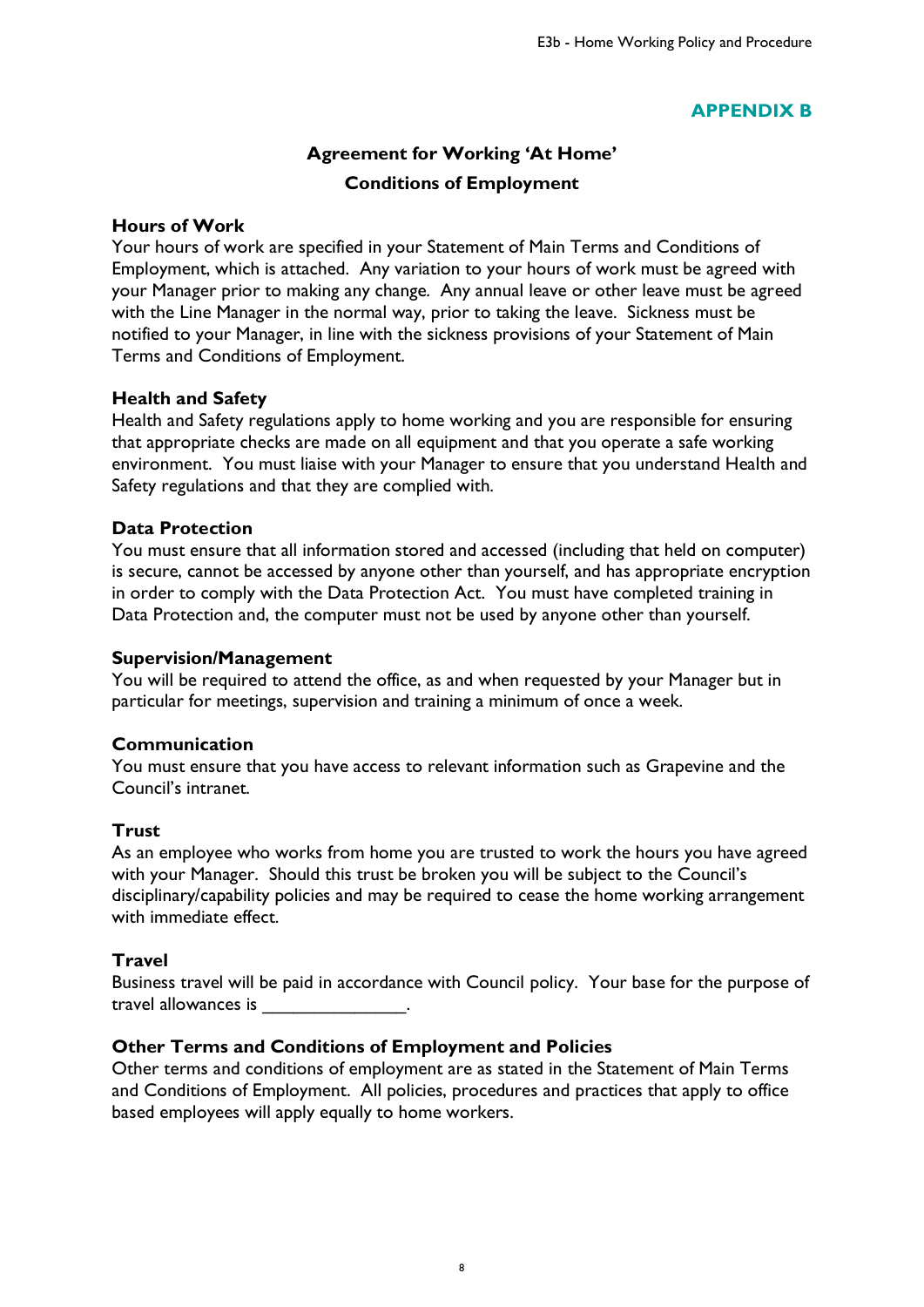## APPENDIX B

# Agreement for Working 'At Home'
# Conditions of Employment

### Hours of Work

Your hours of work are specified in your Statement of Main Terms and Conditions of Employment, which is attached. Any variation to your hours of work must be agreed with your Manager prior to making any change. Any annual leave or other leave must be agreed with the Line Manager in the normal way, prior to taking the leave. Sickness must be notified to your Manager, in line with the sickness provisions of your Statement of Main Terms and Conditions of Employment.

### Health and Safety

Health and Safety regulations apply to home working and you are responsible for ensuring that appropriate checks are made on all equipment and that you operate a safe working environment. You must liaise with your Manager to ensure that you understand Health and Safety regulations and that they are complied with.

### Data Protection

You must ensure that all information stored and accessed (including that held on computer) is secure, cannot be accessed by anyone other than yourself, and has appropriate encryption in order to comply with the Data Protection Act. You must have completed training in Data Protection and, the computer must not be used by anyone other than yourself.

### Supervision/Management

You will be required to attend the office, as and when requested by your Manager but in particular for meetings, supervision and training a minimum of once a week.

### Communication

You must ensure that you have access to relevant information such as Grapevine and the Council's intranet.

### Trust

As an employee who works from home you are trusted to work the hours you have agreed with your Manager. Should this trust be broken you will be subject to the Council's disciplinary/capability policies and may be required to cease the home working arrangement with immediate effect.

### Travel

Business travel will be paid in accordance with Council policy. Your base for the purpose of travel allowances is _______________.

### Other Terms and Conditions of Employment and Policies

Other terms and conditions of employment are as stated in the Statement of Main Terms and Conditions of Employment. All policies, procedures and practices that apply to office based employees will apply equally to home workers.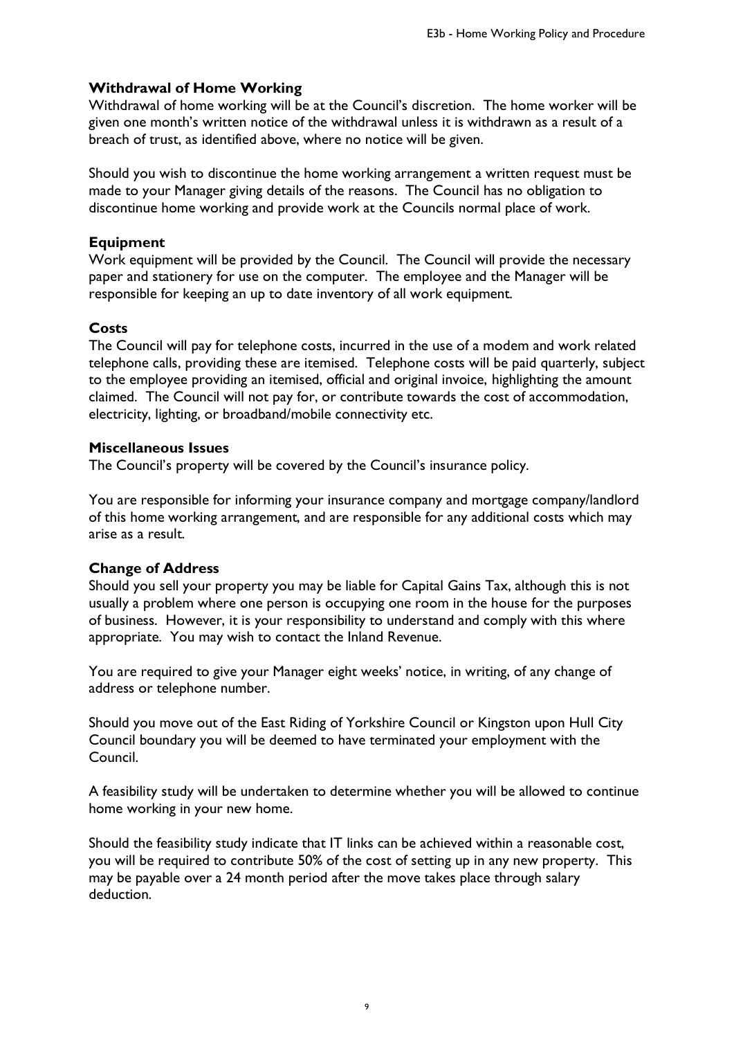## Withdrawal of Home Working

Withdrawal of home working will be at the Council's discretion. The home worker will be given one month's written notice of the withdrawal unless it is withdrawn as a result of a breach of trust, as identified above, where no notice will be given.

Should you wish to discontinue the home working arrangement a written request must be made to your Manager giving details of the reasons. The Council has no obligation to discontinue home working and provide work at the Councils normal place of work.

## Equipment

Work equipment will be provided by the Council. The Council will provide the necessary paper and stationery for use on the computer. The employee and the Manager will be responsible for keeping an up to date inventory of all work equipment.

## Costs

The Council will pay for telephone costs, incurred in the use of a modem and work related telephone calls, providing these are itemised. Telephone costs will be paid quarterly, subject to the employee providing an itemised, official and original invoice, highlighting the amount claimed. The Council will not pay for, or contribute towards the cost of accommodation, electricity, lighting, or broadband/mobile connectivity etc.

## Miscellaneous Issues

The Council's property will be covered by the Council's insurance policy.

You are responsible for informing your insurance company and mortgage company/landlord of this home working arrangement, and are responsible for any additional costs which may arise as a result.

## Change of Address

Should you sell your property you may be liable for Capital Gains Tax, although this is not usually a problem where one person is occupying one room in the house for the purposes of business. However, it is your responsibility to understand and comply with this where appropriate. You may wish to contact the Inland Revenue.

You are required to give your Manager eight weeks' notice, in writing, of any change of address or telephone number.

Should you move out of the East Riding of Yorkshire Council or Kingston upon Hull City Council boundary you will be deemed to have terminated your employment with the Council.

A feasibility study will be undertaken to determine whether you will be allowed to continue home working in your new home.

Should the feasibility study indicate that IT links can be achieved within a reasonable cost, you will be required to contribute 50% of the cost of setting up in any new property. This may be payable over a 24 month period after the move takes place through salary deduction.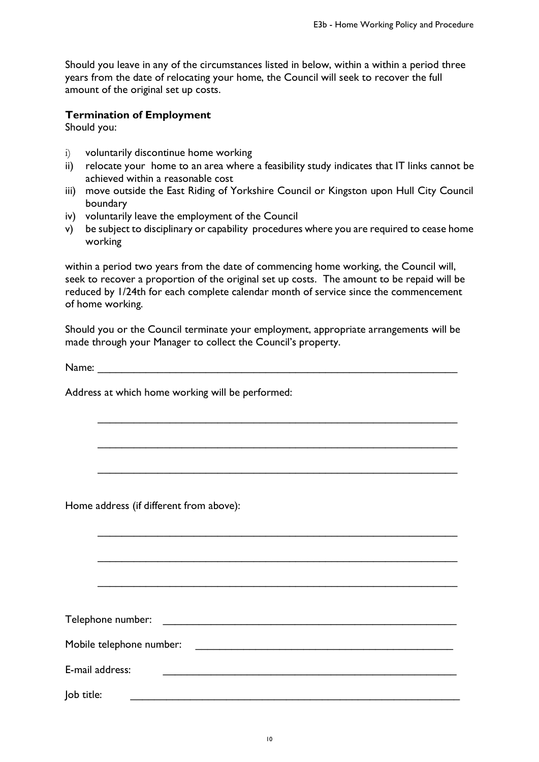Should you leave in any of the circumstances listed in below, within a within a period three years from the date of relocating your home, the Council will seek to recover the full amount of the original set up costs.

**Termination of Employment**

Should you:

i) voluntarily discontinue home working
ii) relocate your home to an area where a feasibility study indicates that IT links cannot be achieved within a reasonable cost
iii) move outside the East Riding of Yorkshire Council or Kingston upon Hull City Council boundary
iv) voluntarily leave the employment of the Council
v) be subject to disciplinary or capability procedures where you are required to cease home working

within a period two years from the date of commencing home working, the Council will, seek to recover a proportion of the original set up costs. The amount to be repaid will be reduced by 1/24th for each complete calendar month of service since the commencement of home working.

Should you or the Council terminate your employment, appropriate arrangements will be made through your Manager to collect the Council's property.

Name: ____________________________________________________________

Address at which home working will be performed:

____________________________________________________________

____________________________________________________________

____________________________________________________________

Home address (if different from above):

____________________________________________________________

____________________________________________________________

____________________________________________________________

Telephone number: ____________________________________________________________

Mobile telephone number: ____________________________________________________________

E-mail address: ____________________________________________________________

Job title: ____________________________________________________________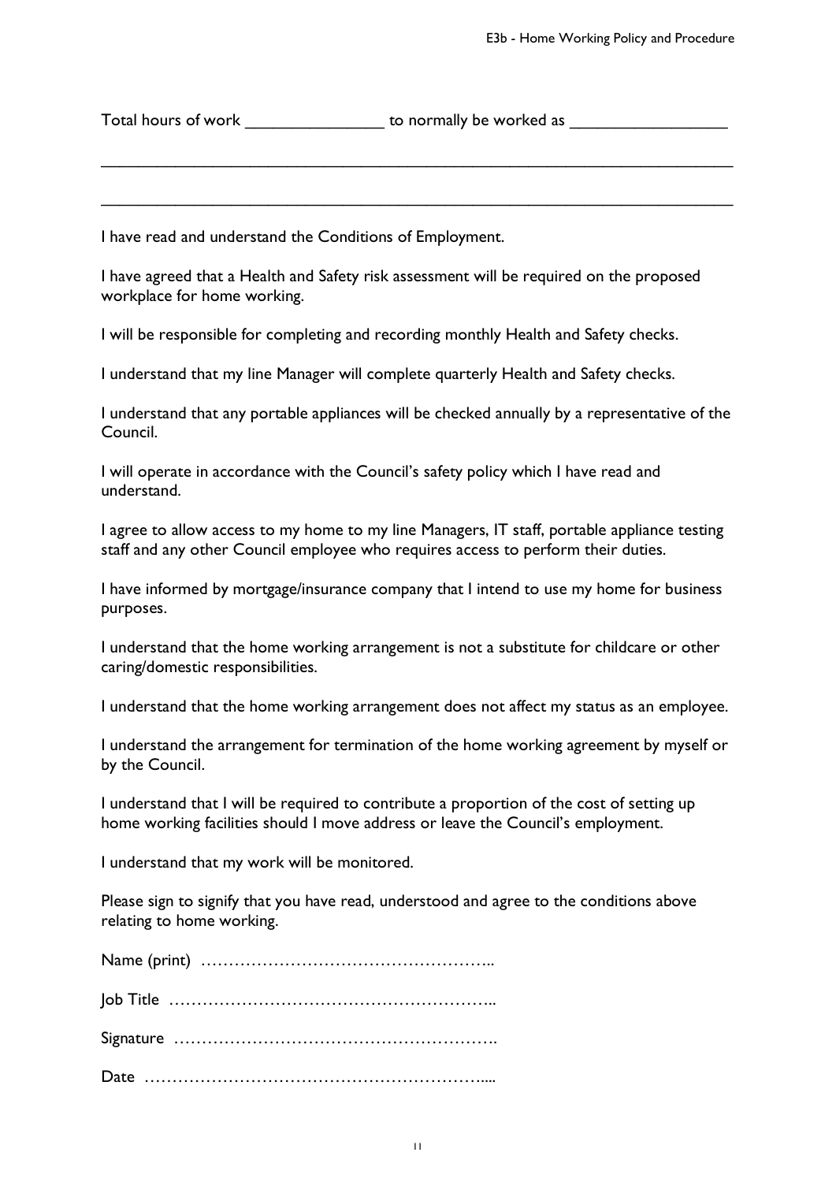Total hours of work _______________ to normally be worked as _________________

______________________________________________________________________

______________________________________________________________________

I have read and understand the Conditions of Employment.

I have agreed that a Health and Safety risk assessment will be required on the proposed workplace for home working.

I will be responsible for completing and recording monthly Health and Safety checks.

I understand that my line Manager will complete quarterly Health and Safety checks.

I understand that any portable appliances will be checked annually by a representative of the Council.

I will operate in accordance with the Council's safety policy which I have read and understand.

I agree to allow access to my home to my line Managers, IT staff, portable appliance testing staff and any other Council employee who requires access to perform their duties.

I have informed by mortgage/insurance company that I intend to use my home for business purposes.

I understand that the home working arrangement is not a substitute for childcare or other caring/domestic responsibilities.

I understand that the home working arrangement does not affect my status as an employee.

I understand the arrangement for termination of the home working agreement by myself or by the Council.

I understand that I will be required to contribute a proportion of the cost of setting up home working facilities should I move address or leave the Council's employment.

I understand that my work will be monitored.

Please sign to signify that you have read, understood and agree to the conditions above relating to home working.

Name (print) ……………………………………………..

Job Title …………………………………………………..

Signature ………………………………………………….

Date ……………………………………………………....